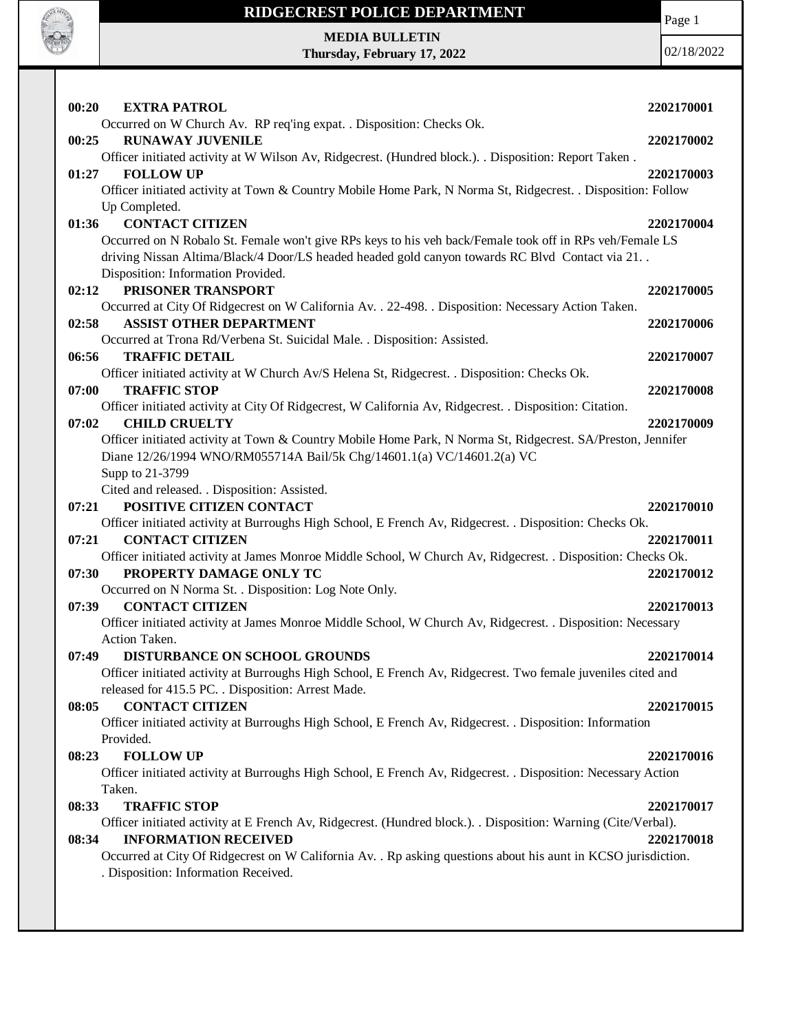# RIDGECREST POLICE DEPARTMENT

**MEDIA BULLETIN**
**Thursday, February 17, 2022**

02/18/2022

**00:20 EXTRA PATROL** **2202170001**
Occurred on W Church Av. RP req'ing expat. . Disposition: Checks Ok.

**00:25 RUNAWAY JUVENILE** **2202170002**
Officer initiated activity at W Wilson Av, Ridgecrest. (Hundred block.). . Disposition: Report Taken .

**01:27 FOLLOW UP** **2202170003**
Officer initiated activity at Town & Country Mobile Home Park, N Norma St, Ridgecrest. . Disposition: Follow Up Completed.

**01:36 CONTACT CITIZEN** **2202170004**
Occurred on N Robalo St. Female won't give RPs keys to his veh back/Female took off in RPs veh/Female LS driving Nissan Altima/Black/4 Door/LS headed headed gold canyon towards RC Blvd Contact via 21. . Disposition: Information Provided.

**02:12 PRISONER TRANSPORT** **2202170005**
Occurred at City Of Ridgecrest on W California Av. . 22-498. . Disposition: Necessary Action Taken.

**02:58 ASSIST OTHER DEPARTMENT** **2202170006**
Occurred at Trona Rd/Verbena St. Suicidal Male. . Disposition: Assisted.

**06:56 TRAFFIC DETAIL** **2202170007**
Officer initiated activity at W Church Av/S Helena St, Ridgecrest. . Disposition: Checks Ok.

**07:00 TRAFFIC STOP** **2202170008**
Officer initiated activity at City Of Ridgecrest, W California Av, Ridgecrest. . Disposition: Citation.

**07:02 CHILD CRUELTY** **2202170009**
Officer initiated activity at Town & Country Mobile Home Park, N Norma St, Ridgecrest. SA/Preston, Jennifer Diane 12/26/1994 WNO/RM055714A Bail/5k Chg/14601.1(a) VC/14601.2(a) VC
Supp to 21-3799
Cited and released. . Disposition: Assisted.

**07:21 POSITIVE CITIZEN CONTACT** **2202170010**
Officer initiated activity at Burroughs High School, E French Av, Ridgecrest. . Disposition: Checks Ok.

**07:21 CONTACT CITIZEN** **2202170011**
Officer initiated activity at James Monroe Middle School, W Church Av, Ridgecrest. . Disposition: Checks Ok.

**07:30 PROPERTY DAMAGE ONLY TC** **2202170012**
Occurred on N Norma St. . Disposition: Log Note Only.

**07:39 CONTACT CITIZEN** **2202170013**
Officer initiated activity at James Monroe Middle School, W Church Av, Ridgecrest. . Disposition: Necessary Action Taken.

**07:49 DISTURBANCE ON SCHOOL GROUNDS** **2202170014**
Officer initiated activity at Burroughs High School, E French Av, Ridgecrest. Two female juveniles cited and released for 415.5 PC. . Disposition: Arrest Made.

**08:05 CONTACT CITIZEN** **2202170015**
Officer initiated activity at Burroughs High School, E French Av, Ridgecrest. . Disposition: Information Provided.

**08:23 FOLLOW UP** **2202170016**
Officer initiated activity at Burroughs High School, E French Av, Ridgecrest. . Disposition: Necessary Action Taken.

**08:33 TRAFFIC STOP** **2202170017**
Officer initiated activity at E French Av, Ridgecrest. (Hundred block.). . Disposition: Warning (Cite/Verbal).

**08:34 INFORMATION RECEIVED** **2202170018**
Occurred at City Of Ridgecrest on W California Av. . Rp asking questions about his aunt in KCSO jurisdiction. . Disposition: Information Received.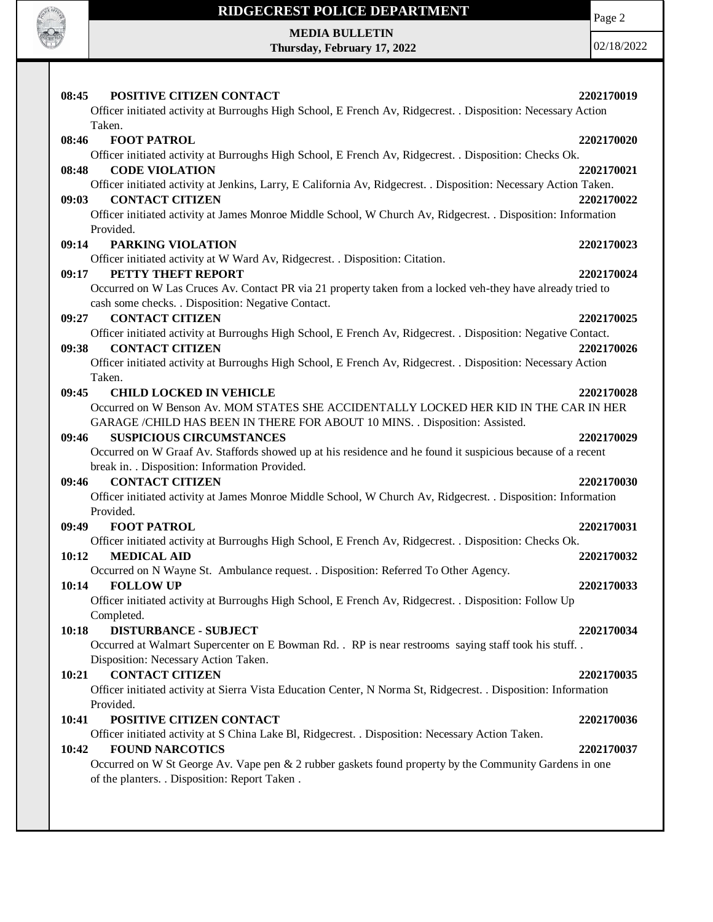**08:45 POSITIVE CITIZEN CONTACT** **2202170019**

Officer initiated activity at Burroughs High School, E French Av, Ridgecrest. . Disposition: Necessary Action Taken.

**08:46 FOOT PATROL** **2202170020**

Officer initiated activity at Burroughs High School, E French Av, Ridgecrest. . Disposition: Checks Ok.

**08:48 CODE VIOLATION** **2202170021**

Officer initiated activity at Jenkins, Larry, E California Av, Ridgecrest. . Disposition: Necessary Action Taken.

**09:03 CONTACT CITIZEN** **2202170022**

Officer initiated activity at James Monroe Middle School, W Church Av, Ridgecrest. . Disposition: Information Provided.

**09:14 PARKING VIOLATION** **2202170023**

Officer initiated activity at W Ward Av, Ridgecrest. . Disposition: Citation.

**09:17 PETTY THEFT REPORT** **2202170024**

Occurred on W Las Cruces Av. Contact PR via 21 property taken from a locked veh-they have already tried to cash some checks. . Disposition: Negative Contact.

**09:27 CONTACT CITIZEN** **2202170025**

Officer initiated activity at Burroughs High School, E French Av, Ridgecrest. . Disposition: Negative Contact.

**09:38 CONTACT CITIZEN** **2202170026**

Officer initiated activity at Burroughs High School, E French Av, Ridgecrest. . Disposition: Necessary Action Taken.

**09:45 CHILD LOCKED IN VEHICLE** **2202170028**

Occurred on W Benson Av. MOM STATES SHE ACCIDENTALLY LOCKED HER KID IN THE CAR IN HER GARAGE /CHILD HAS BEEN IN THERE FOR ABOUT 10 MINS. . Disposition: Assisted.

**09:46 SUSPICIOUS CIRCUMSTANCES** **2202170029**

Occurred on W Graaf Av. Staffords showed up at his residence and he found it suspicious because of a recent break in. . Disposition: Information Provided.

**09:46 CONTACT CITIZEN** **2202170030**

Officer initiated activity at James Monroe Middle School, W Church Av, Ridgecrest. . Disposition: Information Provided.

**09:49 FOOT PATROL** **2202170031**

Officer initiated activity at Burroughs High School, E French Av, Ridgecrest. . Disposition: Checks Ok.

**10:12 MEDICAL AID** **2202170032**

Occurred on N Wayne St. Ambulance request. . Disposition: Referred To Other Agency.

**10:14 FOLLOW UP** **2202170033**

Officer initiated activity at Burroughs High School, E French Av, Ridgecrest. . Disposition: Follow Up Completed.

**10:18 DISTURBANCE - SUBJECT** **2202170034**

Occurred at Walmart Supercenter on E Bowman Rd. . RP is near restrooms saying staff took his stuff. . Disposition: Necessary Action Taken.

**10:21 CONTACT CITIZEN** **2202170035**

Officer initiated activity at Sierra Vista Education Center, N Norma St, Ridgecrest. . Disposition: Information Provided.

**10:41 POSITIVE CITIZEN CONTACT** **2202170036**

Officer initiated activity at S China Lake Bl, Ridgecrest. . Disposition: Necessary Action Taken.

**10:42 FOUND NARCOTICS** **2202170037**

Occurred on W St George Av. Vape pen & 2 rubber gaskets found property by the Community Gardens in one of the planters. . Disposition: Report Taken .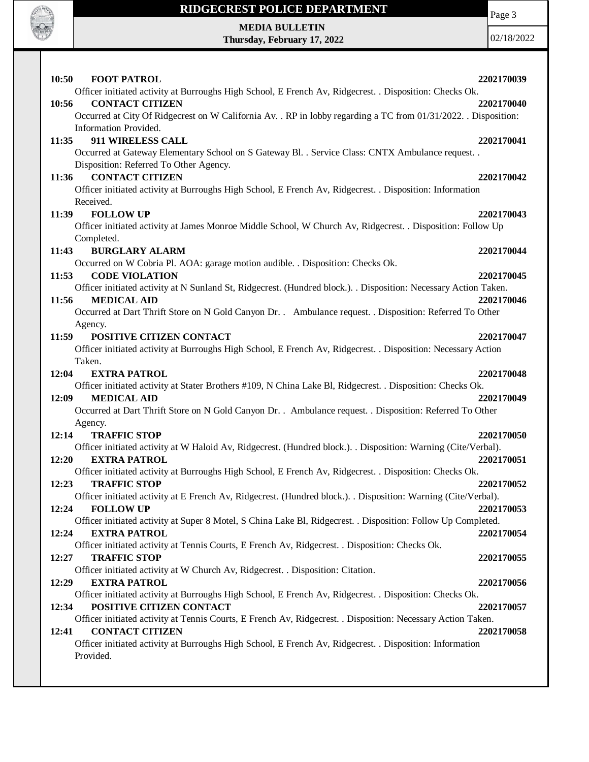**10:50 FOOT PATROL 2202170039**

Officer initiated activity at Burroughs High School, E French Av, Ridgecrest. . Disposition: Checks Ok.

**10:56 CONTACT CITIZEN 2202170040**

Occurred at City Of Ridgecrest on W California Av. . RP in lobby regarding a TC from 01/31/2022. . Disposition: Information Provided.

**11:35 911 WIRELESS CALL 2202170041**

Occurred at Gateway Elementary School on S Gateway Bl. . Service Class: CNTX Ambulance request. . Disposition: Referred To Other Agency.

**11:36 CONTACT CITIZEN 2202170042**

Officer initiated activity at Burroughs High School, E French Av, Ridgecrest. . Disposition: Information Received.

**11:39 FOLLOW UP 2202170043**

Officer initiated activity at James Monroe Middle School, W Church Av, Ridgecrest. . Disposition: Follow Up Completed.

**11:43 BURGLARY ALARM 2202170044**

Occurred on W Cobria Pl. AOA: garage motion audible. . Disposition: Checks Ok.

**11:53 CODE VIOLATION 2202170045**

Officer initiated activity at N Sunland St, Ridgecrest. (Hundred block.). . Disposition: Necessary Action Taken.

**11:56 MEDICAL AID 2202170046**

Occurred at Dart Thrift Store on N Gold Canyon Dr. . Ambulance request. . Disposition: Referred To Other Agency.

**11:59 POSITIVE CITIZEN CONTACT 2202170047**

Officer initiated activity at Burroughs High School, E French Av, Ridgecrest. . Disposition: Necessary Action Taken.

**12:04 EXTRA PATROL 2202170048**

Officer initiated activity at Stater Brothers #109, N China Lake Bl, Ridgecrest. . Disposition: Checks Ok.

**12:09 MEDICAL AID 2202170049**

Occurred at Dart Thrift Store on N Gold Canyon Dr. . Ambulance request. . Disposition: Referred To Other Agency.

**12:14 TRAFFIC STOP 2202170050**

Officer initiated activity at W Haloid Av, Ridgecrest. (Hundred block.). . Disposition: Warning (Cite/Verbal).

**12:20 EXTRA PATROL 2202170051**

Officer initiated activity at Burroughs High School, E French Av, Ridgecrest. . Disposition: Checks Ok.

**12:23 TRAFFIC STOP 2202170052**

Officer initiated activity at E French Av, Ridgecrest. (Hundred block.). . Disposition: Warning (Cite/Verbal).

**12:24 FOLLOW UP 2202170053**

Officer initiated activity at Super 8 Motel, S China Lake Bl, Ridgecrest. . Disposition: Follow Up Completed.

**12:24 EXTRA PATROL 2202170054**

Officer initiated activity at Tennis Courts, E French Av, Ridgecrest. . Disposition: Checks Ok.

**12:27 TRAFFIC STOP 2202170055**

Officer initiated activity at W Church Av, Ridgecrest. . Disposition: Citation.

**12:29 EXTRA PATROL 2202170056**

Officer initiated activity at Burroughs High School, E French Av, Ridgecrest. . Disposition: Checks Ok.

**12:34 POSITIVE CITIZEN CONTACT 2202170057**

Officer initiated activity at Tennis Courts, E French Av, Ridgecrest. . Disposition: Necessary Action Taken.

**12:41 CONTACT CITIZEN 2202170058**

Officer initiated activity at Burroughs High School, E French Av, Ridgecrest. . Disposition: Information Provided.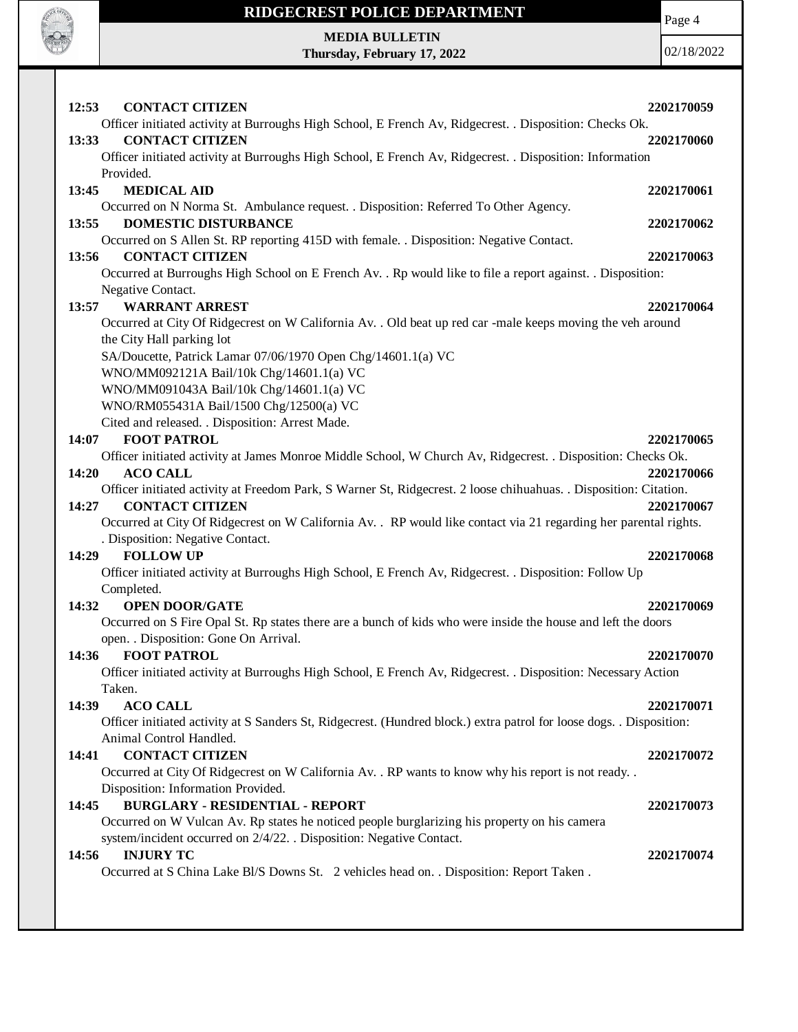**12:53 CONTACT CITIZEN** **2202170059**

Officer initiated activity at Burroughs High School, E French Av, Ridgecrest. . Disposition: Checks Ok.

**13:33 CONTACT CITIZEN** **2202170060**

Officer initiated activity at Burroughs High School, E French Av, Ridgecrest. . Disposition: Information Provided.

**13:45 MEDICAL AID** **2202170061**

Occurred on N Norma St. Ambulance request. . Disposition: Referred To Other Agency.

**13:55 DOMESTIC DISTURBANCE** **2202170062**

Occurred on S Allen St. RP reporting 415D with female. . Disposition: Negative Contact.

**13:56 CONTACT CITIZEN** **2202170063**

Occurred at Burroughs High School on E French Av. . Rp would like to file a report against. . Disposition: Negative Contact.

**13:57 WARRANT ARREST** **2202170064**

Occurred at City Of Ridgecrest on W California Av. . Old beat up red car -male keeps moving the veh around the City Hall parking lot

SA/Doucette, Patrick Lamar 07/06/1970 Open Chg/14601.1(a) VC

WNO/MM092121A Bail/10k Chg/14601.1(a) VC

WNO/MM091043A Bail/10k Chg/14601.1(a) VC

WNO/RM055431A Bail/1500 Chg/12500(a) VC

Cited and released. . Disposition: Arrest Made.

**14:07 FOOT PATROL** **2202170065**

Officer initiated activity at James Monroe Middle School, W Church Av, Ridgecrest. . Disposition: Checks Ok.

**14:20 ACO CALL** **2202170066**

Officer initiated activity at Freedom Park, S Warner St, Ridgecrest. 2 loose chihuahuas. . Disposition: Citation.

**14:27 CONTACT CITIZEN** **2202170067**

Occurred at City Of Ridgecrest on W California Av. . RP would like contact via 21 regarding her parental rights. . Disposition: Negative Contact.

**14:29 FOLLOW UP** **2202170068**

Officer initiated activity at Burroughs High School, E French Av, Ridgecrest. . Disposition: Follow Up Completed.

**14:32 OPEN DOOR/GATE** **2202170069**

Occurred on S Fire Opal St. Rp states there are a bunch of kids who were inside the house and left the doors open. . Disposition: Gone On Arrival.

**14:36 FOOT PATROL** **2202170070**

Officer initiated activity at Burroughs High School, E French Av, Ridgecrest. . Disposition: Necessary Action Taken.

**14:39 ACO CALL** **2202170071**

Officer initiated activity at S Sanders St, Ridgecrest. (Hundred block.) extra patrol for loose dogs. . Disposition: Animal Control Handled.

**14:41 CONTACT CITIZEN** **2202170072**

Occurred at City Of Ridgecrest on W California Av. . RP wants to know why his report is not ready. . Disposition: Information Provided.

**14:45 BURGLARY - RESIDENTIAL - REPORT** **2202170073**

Occurred on W Vulcan Av. Rp states he noticed people burglarizing his property on his camera system/incident occurred on 2/4/22. . Disposition: Negative Contact.

**14:56 INJURY TC** **2202170074**

Occurred at S China Lake Bl/S Downs St. 2 vehicles head on. . Disposition: Report Taken .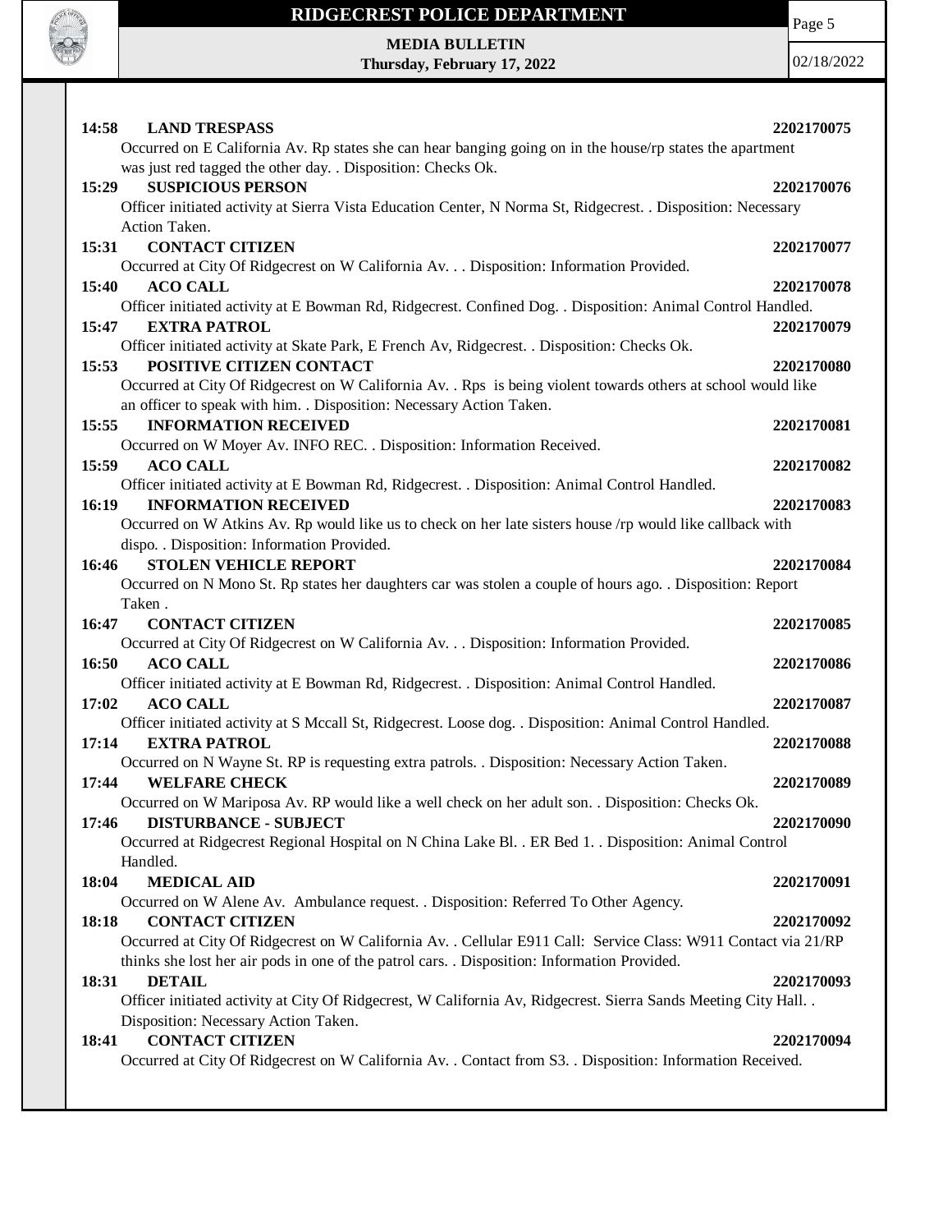**14:58 LAND TRESPASS** **2202170075**

Occurred on E California Av. Rp states she can hear banging going on in the house/rp states the apartment was just red tagged the other day. . Disposition: Checks Ok.

**15:29 SUSPICIOUS PERSON** **2202170076**

Officer initiated activity at Sierra Vista Education Center, N Norma St, Ridgecrest. . Disposition: Necessary Action Taken.

**15:31 CONTACT CITIZEN** **2202170077**

Occurred at City Of Ridgecrest on W California Av. . . Disposition: Information Provided.

**15:40 ACO CALL** **2202170078**

Officer initiated activity at E Bowman Rd, Ridgecrest. Confined Dog. . Disposition: Animal Control Handled.

**15:47 EXTRA PATROL** **2202170079**

Officer initiated activity at Skate Park, E French Av, Ridgecrest. . Disposition: Checks Ok.

**15:53 POSITIVE CITIZEN CONTACT** **2202170080**

Occurred at City Of Ridgecrest on W California Av. . Rps is being violent towards others at school would like an officer to speak with him. . Disposition: Necessary Action Taken.

**15:55 INFORMATION RECEIVED** **2202170081**

Occurred on W Moyer Av. INFO REC. . Disposition: Information Received.

**15:59 ACO CALL** **2202170082**

Officer initiated activity at E Bowman Rd, Ridgecrest. . Disposition: Animal Control Handled.

**16:19 INFORMATION RECEIVED** **2202170083**

Occurred on W Atkins Av. Rp would like us to check on her late sisters house /rp would like callback with dispo. . Disposition: Information Provided.

**16:46 STOLEN VEHICLE REPORT** **2202170084**

Occurred on N Mono St. Rp states her daughters car was stolen a couple of hours ago. . Disposition: Report Taken .

**16:47 CONTACT CITIZEN** **2202170085**

Occurred at City Of Ridgecrest on W California Av. . . Disposition: Information Provided.

**16:50 ACO CALL** **2202170086**

Officer initiated activity at E Bowman Rd, Ridgecrest. . Disposition: Animal Control Handled.

**17:02 ACO CALL** **2202170087**

Officer initiated activity at S Mccall St, Ridgecrest. Loose dog. . Disposition: Animal Control Handled.

**17:14 EXTRA PATROL** **2202170088**

Occurred on N Wayne St. RP is requesting extra patrols. . Disposition: Necessary Action Taken.

**17:44 WELFARE CHECK** **2202170089**

Occurred on W Mariposa Av. RP would like a well check on her adult son. . Disposition: Checks Ok.

**17:46 DISTURBANCE - SUBJECT** **2202170090**

Occurred at Ridgecrest Regional Hospital on N China Lake Bl. . ER Bed 1. . Disposition: Animal Control Handled.

**18:04 MEDICAL AID** **2202170091**

Occurred on W Alene Av. Ambulance request. . Disposition: Referred To Other Agency.

**18:18 CONTACT CITIZEN** **2202170092**

Occurred at City Of Ridgecrest on W California Av. . Cellular E911 Call: Service Class: W911 Contact via 21/RP thinks she lost her air pods in one of the patrol cars. . Disposition: Information Provided.

**18:31 DETAIL** **2202170093**

Officer initiated activity at City Of Ridgecrest, W California Av, Ridgecrest. Sierra Sands Meeting City Hall. . Disposition: Necessary Action Taken.

**18:41 CONTACT CITIZEN** **2202170094**

Occurred at City Of Ridgecrest on W California Av. . Contact from S3. . Disposition: Information Received.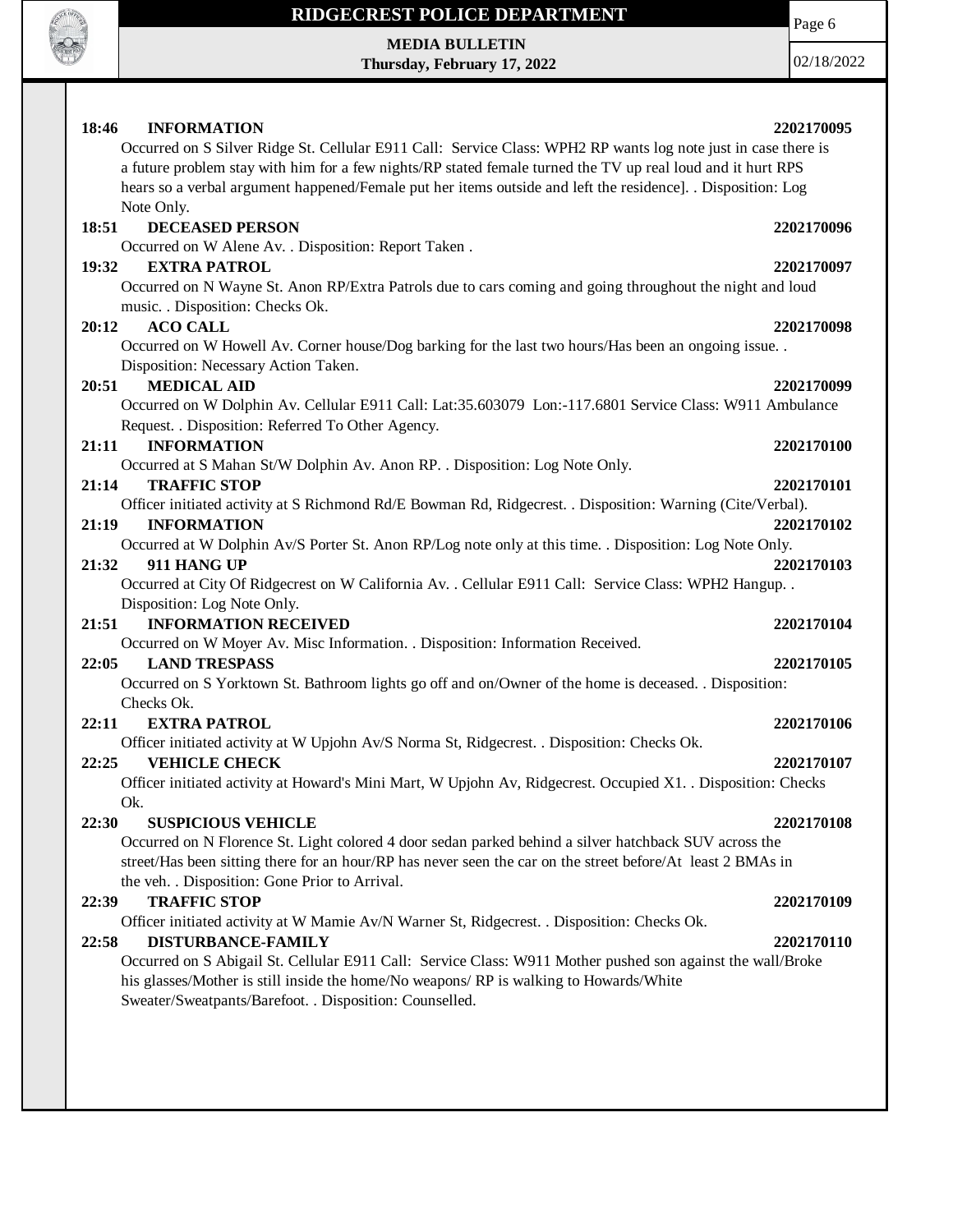**18:46 INFORMATION 2202170095**

Occurred on S Silver Ridge St. Cellular E911 Call: Service Class: WPH2 RP wants log note just in case there is a future problem stay with him for a few nights/RP stated female turned the TV up real loud and it hurt RPS hears so a verbal argument happened/Female put her items outside and left the residence]. . Disposition: Log Note Only.

**18:51 DECEASED PERSON 2202170096**

Occurred on W Alene Av. . Disposition: Report Taken .

**19:32 EXTRA PATROL 2202170097**

Occurred on N Wayne St. Anon RP/Extra Patrols due to cars coming and going throughout the night and loud music. . Disposition: Checks Ok.

**20:12 ACO CALL 2202170098**

Occurred on W Howell Av. Corner house/Dog barking for the last two hours/Has been an ongoing issue. . Disposition: Necessary Action Taken.

**20:51 MEDICAL AID 2202170099**

Occurred on W Dolphin Av. Cellular E911 Call: Lat:35.603079 Lon:-117.6801 Service Class: W911 Ambulance Request. . Disposition: Referred To Other Agency.

**21:11 INFORMATION 2202170100**

Occurred at S Mahan St/W Dolphin Av. Anon RP. . Disposition: Log Note Only.

**21:14 TRAFFIC STOP 2202170101**

Officer initiated activity at S Richmond Rd/E Bowman Rd, Ridgecrest. . Disposition: Warning (Cite/Verbal).

**21:19 INFORMATION 2202170102**

Occurred at W Dolphin Av/S Porter St. Anon RP/Log note only at this time. . Disposition: Log Note Only.

**21:32 911 HANG UP 2202170103**

Occurred at City Of Ridgecrest on W California Av. . Cellular E911 Call: Service Class: WPH2 Hangup. . Disposition: Log Note Only.

**21:51 INFORMATION RECEIVED 2202170104**

Occurred on W Moyer Av. Misc Information. . Disposition: Information Received.

**22:05 LAND TRESPASS 2202170105**

Occurred on S Yorktown St. Bathroom lights go off and on/Owner of the home is deceased. . Disposition: Checks Ok.

**22:11 EXTRA PATROL 2202170106**

Officer initiated activity at W Upjohn Av/S Norma St, Ridgecrest. . Disposition: Checks Ok.

**22:25 VEHICLE CHECK 2202170107**

Officer initiated activity at Howard's Mini Mart, W Upjohn Av, Ridgecrest. Occupied X1. . Disposition: Checks Ok.

**22:30 SUSPICIOUS VEHICLE 2202170108**

Occurred on N Florence St. Light colored 4 door sedan parked behind a silver hatchback SUV across the street/Has been sitting there for an hour/RP has never seen the car on the street before/At least 2 BMAs in the veh. . Disposition: Gone Prior to Arrival.

**22:39 TRAFFIC STOP 2202170109**

Officer initiated activity at W Mamie Av/N Warner St, Ridgecrest. . Disposition: Checks Ok.

**22:58 DISTURBANCE-FAMILY 2202170110**

Occurred on S Abigail St. Cellular E911 Call: Service Class: W911 Mother pushed son against the wall/Broke his glasses/Mother is still inside the home/No weapons/ RP is walking to Howards/White Sweater/Sweatpants/Barefoot. . Disposition: Counselled.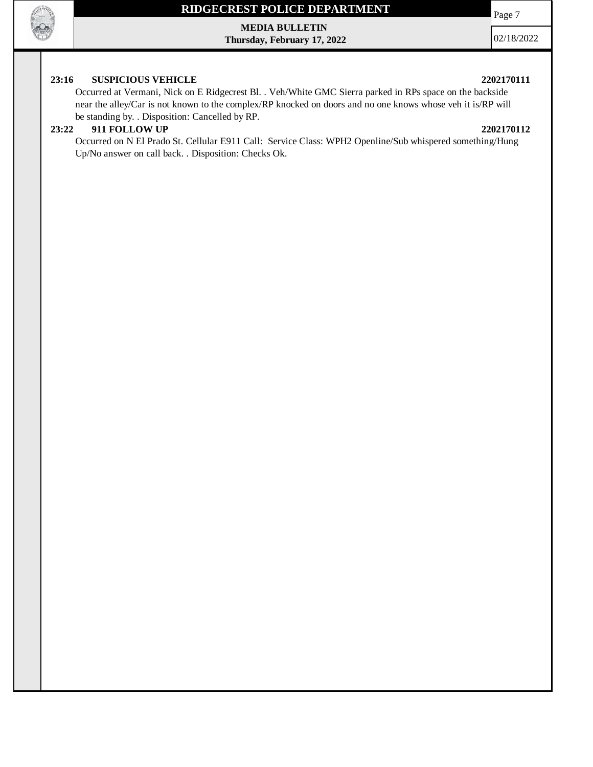**23:16 SUSPICIOUS VEHICLE 2202170111**

Occurred at Vermani, Nick on E Ridgecrest Bl. . Veh/White GMC Sierra parked in RPs space on the backside near the alley/Car is not known to the complex/RP knocked on doors and no one knows whose veh it is/RP will be standing by. . Disposition: Cancelled by RP.

**23:22 911 FOLLOW UP 2202170112**

Occurred on N El Prado St. Cellular E911 Call: Service Class: WPH2 Openline/Sub whispered something/Hung Up/No answer on call back. . Disposition: Checks Ok.